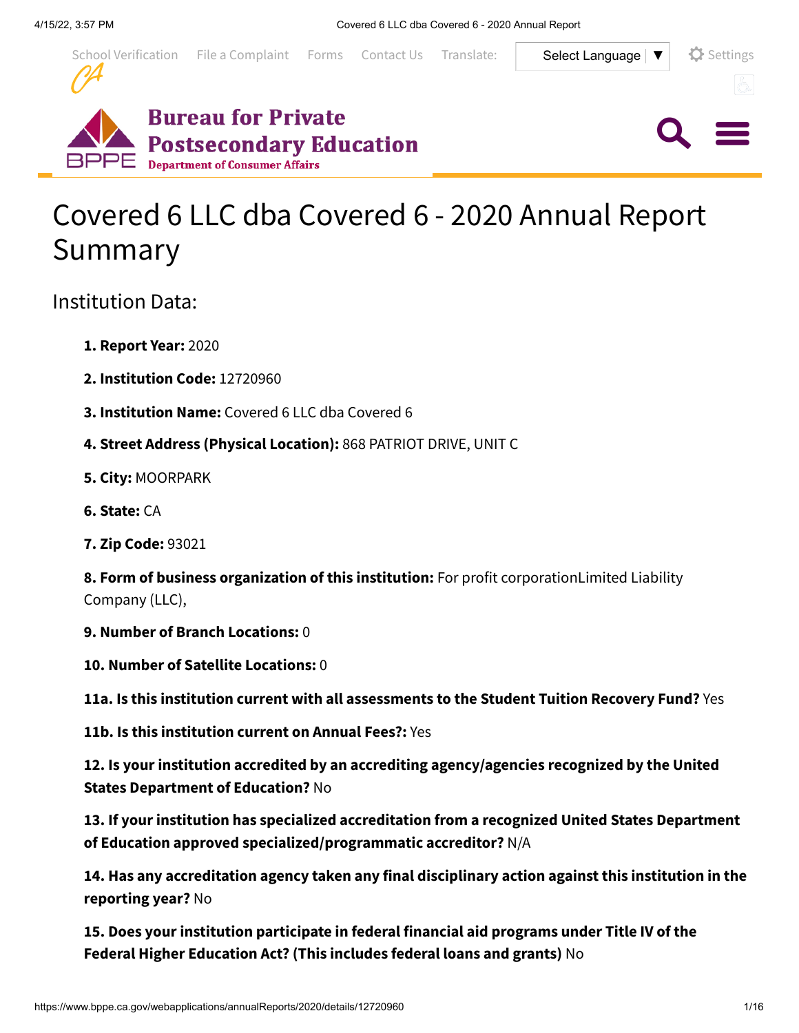# Covered 6 LLC dba Covered 6 - 2020 Annual Report Summary

## Institution Data:

**1. Report Year:** 2020

**2. Institution Code:** 12720960

**3. Institution Name:** Covered 6 LLC dba Covered 6

**4. Street Address (Physical Location):** 868 PATRIOT DRIVE, UNIT C

**5. City:** MOORPARK

**6. State:** CA

**7. Zip Code:** 93021

**8. Form of business organization of this institution:** For profit corporationLimited Liability Company (LLC),

**9. Number of Branch Locations:** 0

**10. Number of Satellite Locations:** 0

**11a. Is this institution current with all assessments to the Student Tuition Recovery Fund?** Yes

**11b. Is this institution current on Annual Fees?:** Yes

**12. Is your institution accredited by an accrediting agency/agencies recognized by the United States Department of Education?** No

**13. If your institution has specialized accreditation from a recognized United States Department of Education approved specialized/programmatic accreditor?** N/A

**14. Has any accreditation agency taken any final disciplinary action against this institution in the reporting year?** No

**15. Does your institution participate in federal financial aid programs under Title IV of the Federal Higher Education Act? (This includes federal loans and grants)** No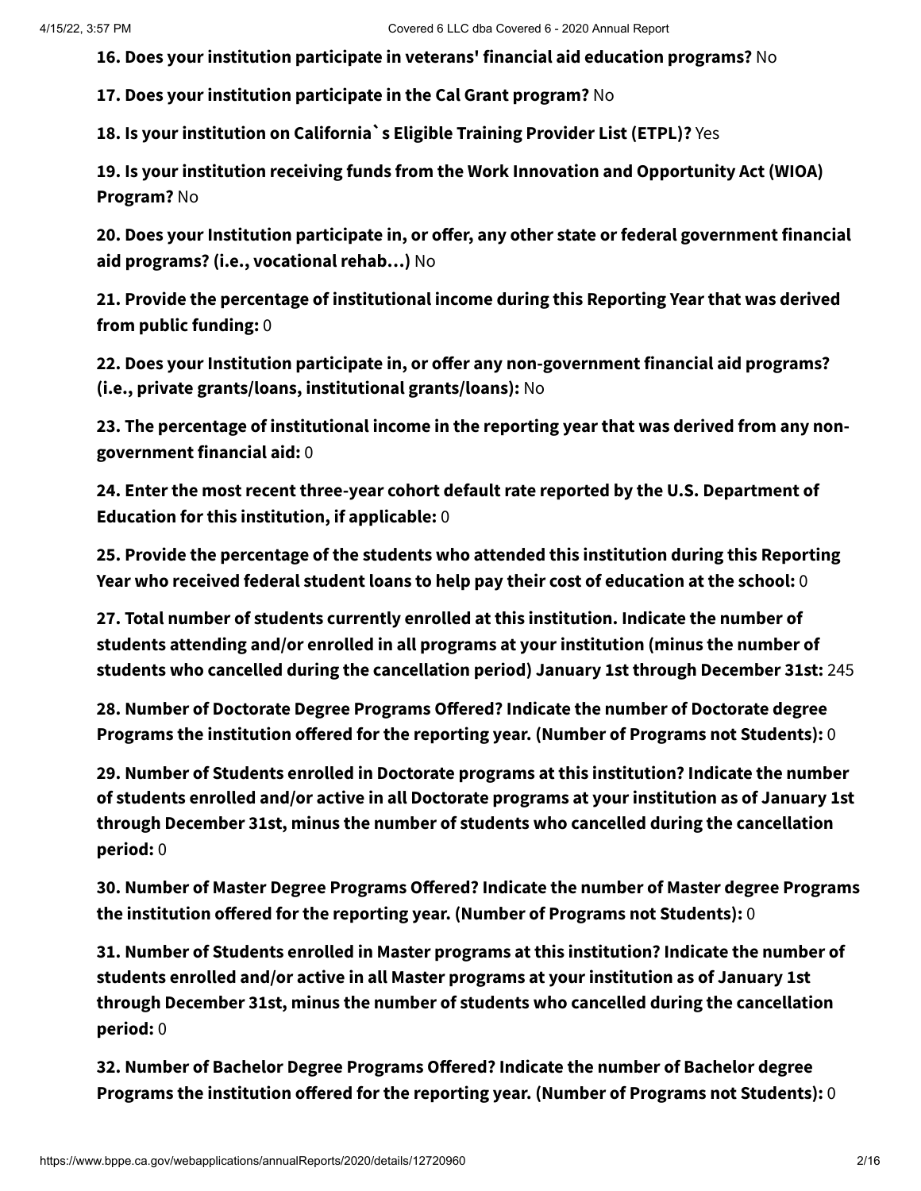**16. Does your institution participate in veterans' financial aid education programs?** No

**17. Does your institution participate in the Cal Grant program?** No

**18. Is your institution on California`s Eligible Training Provider List (ETPL)?** Yes

**19. Is your institution receiving funds from the Work Innovation and Opportunity Act (WIOA) Program?** No

**20. Does your Institution participate in, or offer, any other state or federal government financial aid programs? (i.e., vocational rehab…)** No

**21. Provide the percentage of institutional income during this Reporting Year that was derived from public funding:** 0

**22. Does your Institution participate in, or offer any non-government financial aid programs? (i.e., private grants/loans, institutional grants/loans):** No

**23. The percentage of institutional income in the reporting year that was derived from any non-government financial aid:** 0

**24. Enter the most recent three-year cohort default rate reported by the U.S. Department of Education for this institution, if applicable:** 0

**25. Provide the percentage of the students who attended this institution during this Reporting Year who received federal student loans to help pay their cost of education at the school:** 0

**27. Total number of students currently enrolled at this institution. Indicate the number of students attending and/or enrolled in all programs at your institution (minus the number of students who cancelled during the cancellation period) January 1st through December 31st:** 245

**28. Number of Doctorate Degree Programs Offered? Indicate the number of Doctorate degree Programs the institution offered for the reporting year. (Number of Programs not Students):** 0

**29. Number of Students enrolled in Doctorate programs at this institution? Indicate the number of students enrolled and/or active in all Doctorate programs at your institution as of January 1st through December 31st, minus the number of students who cancelled during the cancellation period:** 0

**30. Number of Master Degree Programs Offered? Indicate the number of Master degree Programs the institution offered for the reporting year. (Number of Programs not Students):** 0

**31. Number of Students enrolled in Master programs at this institution? Indicate the number of students enrolled and/or active in all Master programs at your institution as of January 1st through December 31st, minus the number of students who cancelled during the cancellation period:** 0

**32. Number of Bachelor Degree Programs Offered? Indicate the number of Bachelor degree Programs the institution offered for the reporting year. (Number of Programs not Students):** 0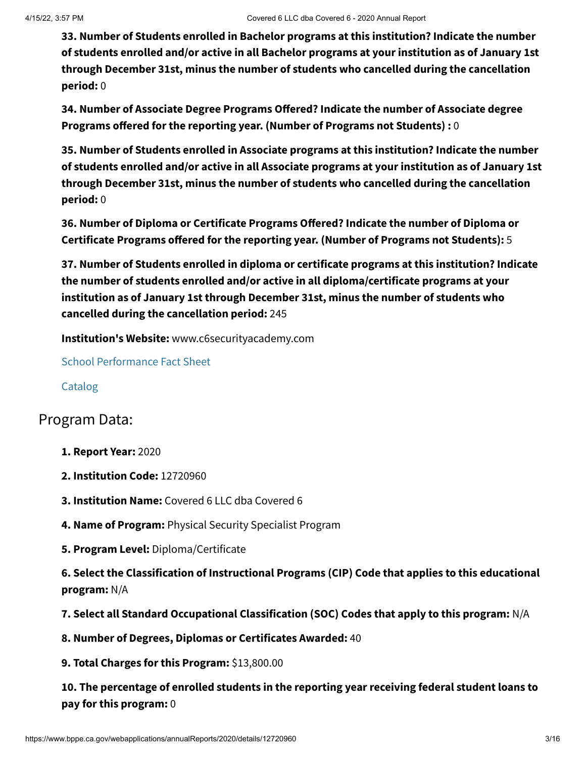**33. Number of Students enrolled in Bachelor programs at this institution? Indicate the number of students enrolled and/or active in all Bachelor programs at your institution as of January 1st through December 31st, minus the number of students who cancelled during the cancellation period:** 0

**34. Number of Associate Degree Programs Offered? Indicate the number of Associate degree Programs offered for the reporting year. (Number of Programs not Students) :** 0

**35. Number of Students enrolled in Associate programs at this institution? Indicate the number of students enrolled and/or active in all Associate programs at your institution as of January 1st through December 31st, minus the number of students who cancelled during the cancellation period:** 0

**36. Number of Diploma or Certificate Programs Offered? Indicate the number of Diploma or Certificate Programs offered for the reporting year. (Number of Programs not Students):** 5

**37. Number of Students enrolled in diploma or certificate programs at this institution? Indicate the number of students enrolled and/or active in all diploma/certificate programs at your institution as of January 1st through December 31st, minus the number of students who cancelled during the cancellation period:** 245

**Institution's Website:** www.c6securityacademy.com

School Performance Fact Sheet

Catalog

## Program Data:

**1. Report Year:** 2020

**2. Institution Code:** 12720960

**3. Institution Name:** Covered 6 LLC dba Covered 6

**4. Name of Program:** Physical Security Specialist Program

**5. Program Level:** Diploma/Certificate

**6. Select the Classification of Instructional Programs (CIP) Code that applies to this educational program:** N/A

**7. Select all Standard Occupational Classification (SOC) Codes that apply to this program:** N/A

**8. Number of Degrees, Diplomas or Certificates Awarded:** 40

**9. Total Charges for this Program:** $13,800.00

**10. The percentage of enrolled students in the reporting year receiving federal student loans to pay for this program:** 0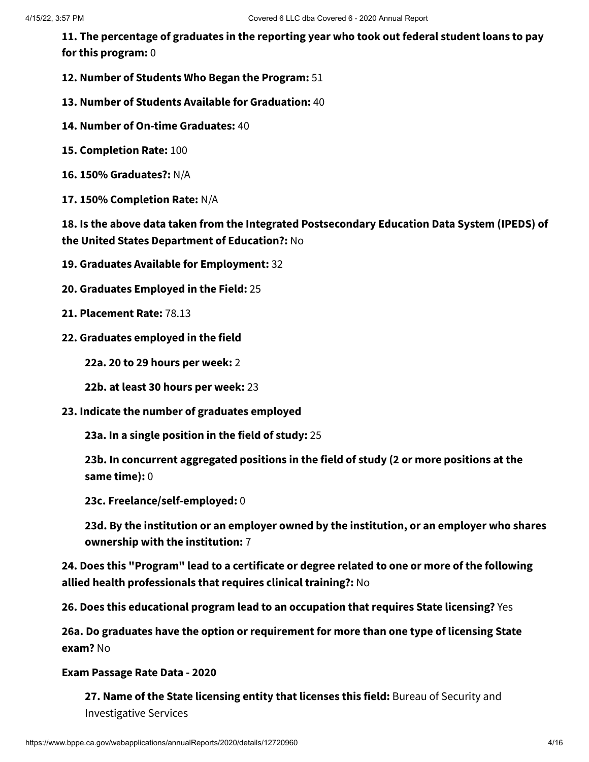**11. The percentage of graduates in the reporting year who took out federal student loans to pay for this program:** 0

**12. Number of Students Who Began the Program:** 51

**13. Number of Students Available for Graduation:** 40

**14. Number of On-time Graduates:** 40

**15. Completion Rate:** 100

**16. 150% Graduates?:** N/A

**17. 150% Completion Rate:** N/A

**18. Is the above data taken from the Integrated Postsecondary Education Data System (IPEDS) of the United States Department of Education?:** No

**19. Graduates Available for Employment:** 32

**20. Graduates Employed in the Field:** 25

**21. Placement Rate:** 78.13

**22. Graduates employed in the field**

> **22a. 20 to 29 hours per week:** 2
>
> **22b. at least 30 hours per week:** 23

**23. Indicate the number of graduates employed**

> **23a. In a single position in the field of study:** 25
>
> **23b. In concurrent aggregated positions in the field of study (2 or more positions at the same time):** 0
>
> **23c. Freelance/self-employed:** 0
>
> **23d. By the institution or an employer owned by the institution, or an employer who shares ownership with the institution:** 7

**24. Does this "Program" lead to a certificate or degree related to one or more of the following allied health professionals that requires clinical training?:** No

**26. Does this educational program lead to an occupation that requires State licensing?** Yes

**26a. Do graduates have the option or requirement for more than one type of licensing State exam?** No

**Exam Passage Rate Data - 2020**

> **27. Name of the State licensing entity that licenses this field:** Bureau of Security and Investigative Services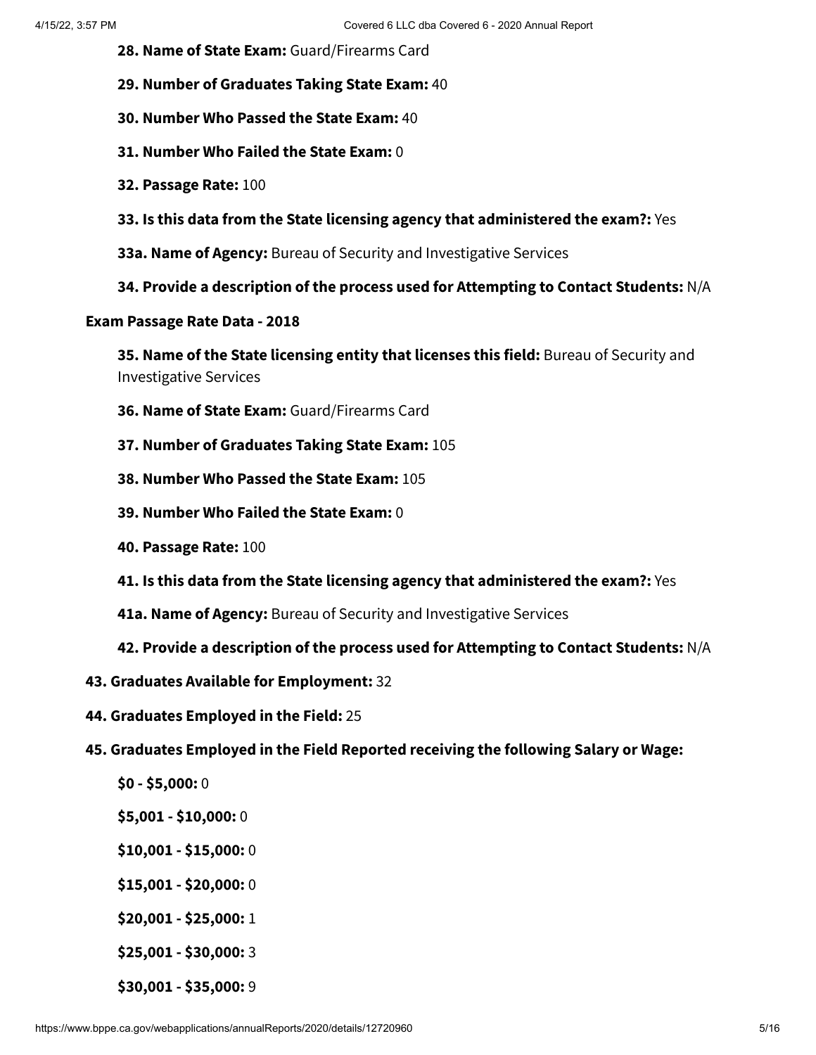**28. Name of State Exam:** Guard/Firearms Card

**29. Number of Graduates Taking State Exam:** 40

**30. Number Who Passed the State Exam:** 40

**31. Number Who Failed the State Exam:** 0

**32. Passage Rate:** 100

**33. Is this data from the State licensing agency that administered the exam?:** Yes

**33a. Name of Agency:** Bureau of Security and Investigative Services

**34. Provide a description of the process used for Attempting to Contact Students:** N/A

**Exam Passage Rate Data - 2018**

**35. Name of the State licensing entity that licenses this field:** Bureau of Security and Investigative Services

**36. Name of State Exam:** Guard/Firearms Card

**37. Number of Graduates Taking State Exam:** 105

**38. Number Who Passed the State Exam:** 105

**39. Number Who Failed the State Exam:** 0

**40. Passage Rate:** 100

**41. Is this data from the State licensing agency that administered the exam?:** Yes

**41a. Name of Agency:** Bureau of Security and Investigative Services

**42. Provide a description of the process used for Attempting to Contact Students:** N/A

**43. Graduates Available for Employment:** 32

**44. Graduates Employed in the Field:** 25

**45. Graduates Employed in the Field Reported receiving the following Salary or Wage:**

**$0 - $5,000:** 0

**$5,001 - $10,000:** 0

**$10,001 - $15,000:** 0

**$15,001 - $20,000:** 0

**$20,001 - $25,000:** 1

**$25,001 - $30,000:** 3

**$30,001 - $35,000:** 9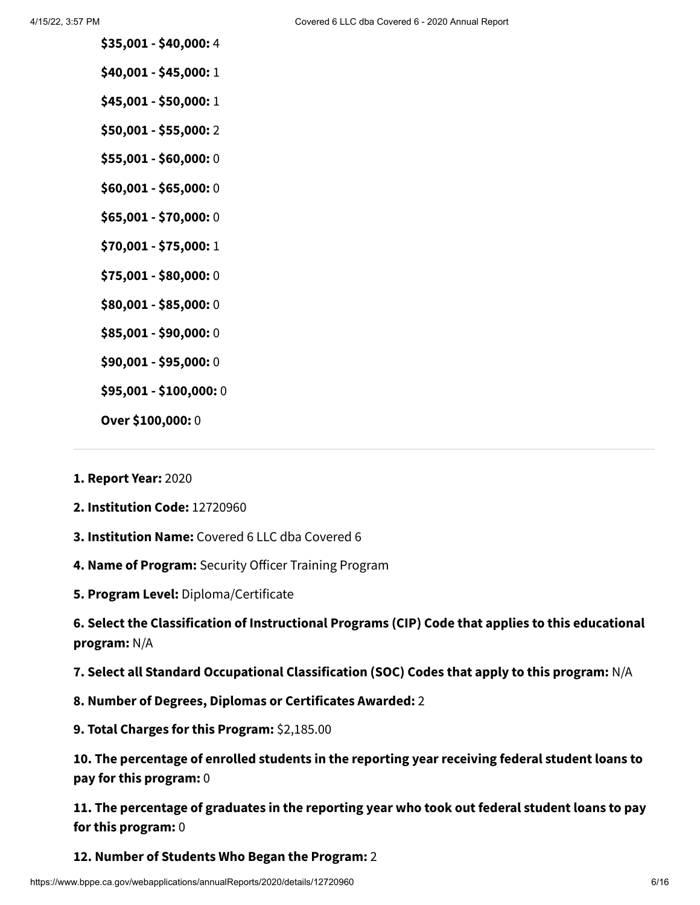**$35,001 - $40,000:** 4

**$40,001 - $45,000:** 1

**$45,001 - $50,000:** 1

**$50,001 - $55,000:** 2

**$55,001 - $60,000:** 0

**$60,001 - $65,000:** 0

**$65,001 - $70,000:** 0

**$70,001 - $75,000:** 1

**$75,001 - $80,000:** 0

**$80,001 - $85,000:** 0

**$85,001 - $90,000:** 0

**$90,001 - $95,000:** 0

**$95,001 - $100,000:** 0

**Over $100,000:** 0

---

**1. Report Year:** 2020

**2. Institution Code:** 12720960

**3. Institution Name:** Covered 6 LLC dba Covered 6

**4. Name of Program:** Security Officer Training Program

**5. Program Level:** Diploma/Certificate

**6. Select the Classification of Instructional Programs (CIP) Code that applies to this educational program:** N/A

**7. Select all Standard Occupational Classification (SOC) Codes that apply to this program:** N/A

**8. Number of Degrees, Diplomas or Certificates Awarded:** 2

**9. Total Charges for this Program:** $2,185.00

**10. The percentage of enrolled students in the reporting year receiving federal student loans to pay for this program:** 0

**11. The percentage of graduates in the reporting year who took out federal student loans to pay for this program:** 0

**12. Number of Students Who Began the Program:** 2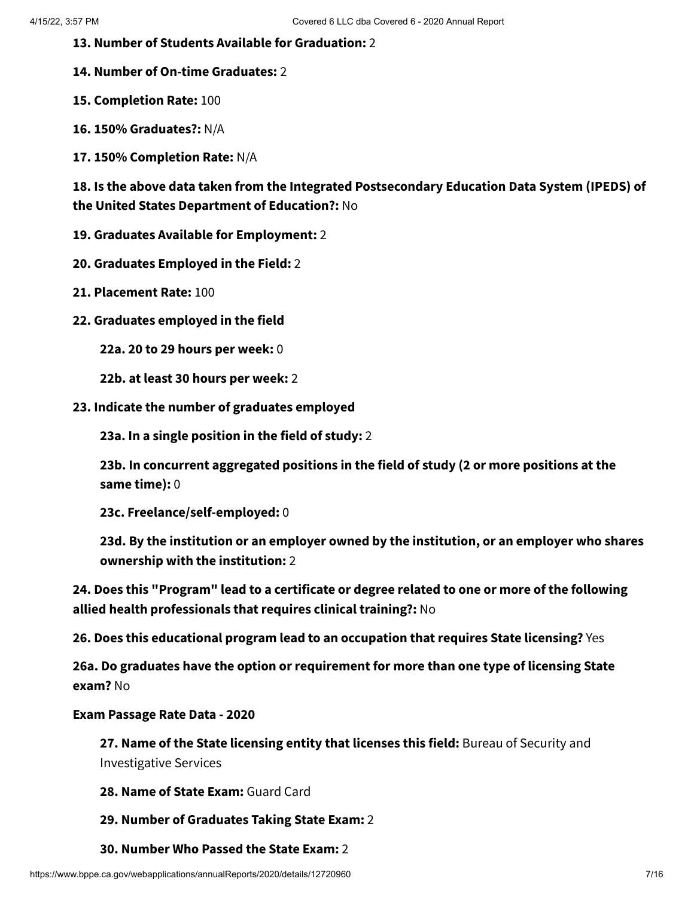**13. Number of Students Available for Graduation:** 2

**14. Number of On-time Graduates:** 2

**15. Completion Rate:** 100

**16. 150% Graduates?:** N/A

**17. 150% Completion Rate:** N/A

**18. Is the above data taken from the Integrated Postsecondary Education Data System (IPEDS) of the United States Department of Education?:** No

**19. Graduates Available for Employment:** 2

**20. Graduates Employed in the Field:** 2

**21. Placement Rate:** 100

**22. Graduates employed in the field**

- **22a. 20 to 29 hours per week:** 0
- **22b. at least 30 hours per week:** 2

**23. Indicate the number of graduates employed**

- **23a. In a single position in the field of study:** 2
- **23b. In concurrent aggregated positions in the field of study (2 or more positions at the same time):** 0
- **23c. Freelance/self-employed:** 0
- **23d. By the institution or an employer owned by the institution, or an employer who shares ownership with the institution:** 2

**24. Does this "Program" lead to a certificate or degree related to one or more of the following allied health professionals that requires clinical training?:** No

**26. Does this educational program lead to an occupation that requires State licensing?** Yes

**26a. Do graduates have the option or requirement for more than one type of licensing State exam?** No

**Exam Passage Rate Data - 2020**

- **27. Name of the State licensing entity that licenses this field:** Bureau of Security and Investigative Services
- **28. Name of State Exam:** Guard Card
- **29. Number of Graduates Taking State Exam:** 2
- **30. Number Who Passed the State Exam:** 2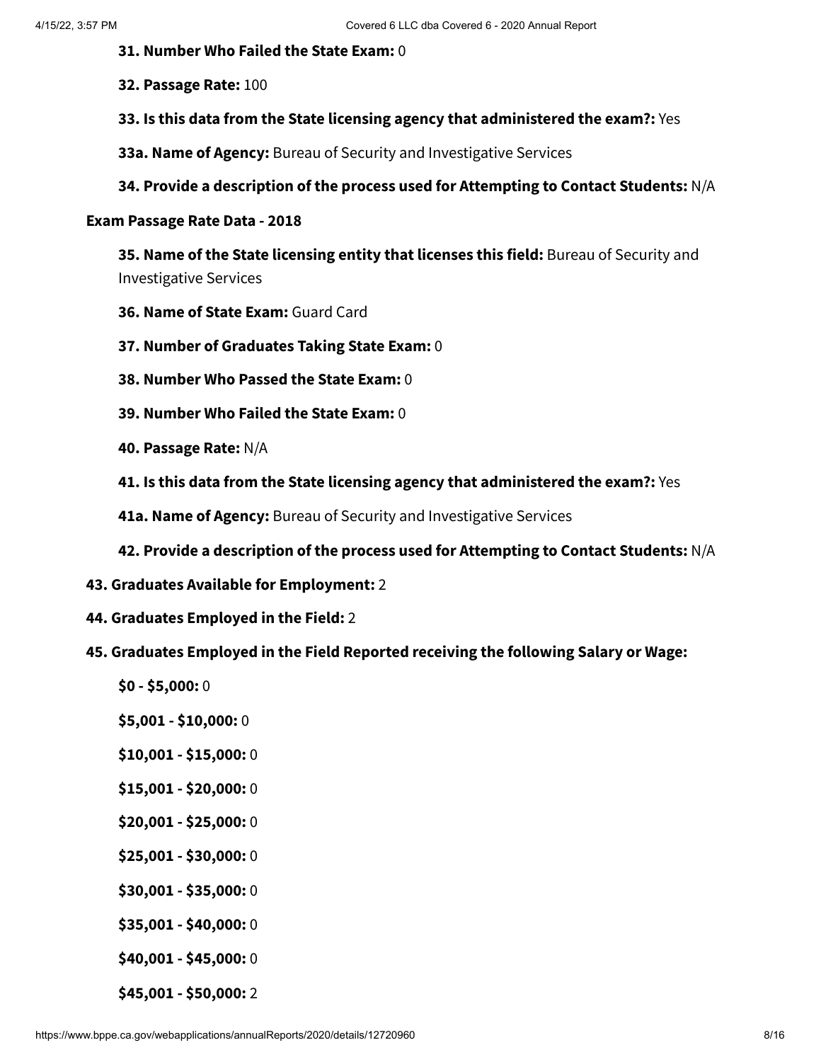**31. Number Who Failed the State Exam:** 0

**32. Passage Rate:** 100

**33. Is this data from the State licensing agency that administered the exam?:** Yes

**33a. Name of Agency:** Bureau of Security and Investigative Services

**34. Provide a description of the process used for Attempting to Contact Students:** N/A

**Exam Passage Rate Data - 2018**

**35. Name of the State licensing entity that licenses this field:** Bureau of Security and Investigative Services

**36. Name of State Exam:** Guard Card

**37. Number of Graduates Taking State Exam:** 0

**38. Number Who Passed the State Exam:** 0

**39. Number Who Failed the State Exam:** 0

**40. Passage Rate:** N/A

**41. Is this data from the State licensing agency that administered the exam?:** Yes

**41a. Name of Agency:** Bureau of Security and Investigative Services

**42. Provide a description of the process used for Attempting to Contact Students:** N/A

**43. Graduates Available for Employment:** 2

**44. Graduates Employed in the Field:** 2

**45. Graduates Employed in the Field Reported receiving the following Salary or Wage:**

**$0 - $5,000:** 0

**$5,001 - $10,000:** 0

**$10,001 - $15,000:** 0

**$15,001 - $20,000:** 0

**$20,001 - $25,000:** 0

**$25,001 - $30,000:** 0

**$30,001 - $35,000:** 0

**$35,001 - $40,000:** 0

**$40,001 - $45,000:** 0

**$45,001 - $50,000:** 2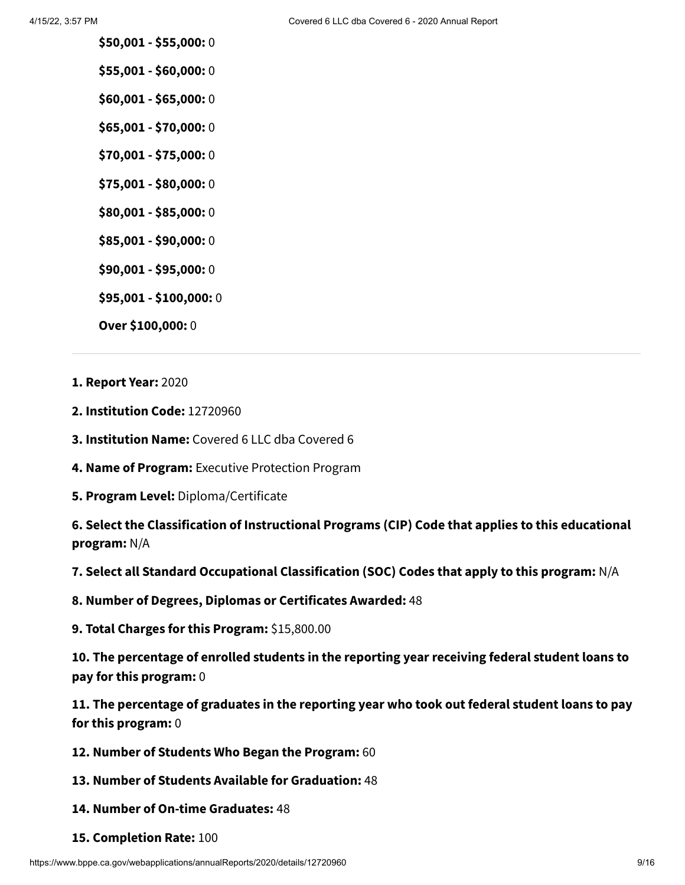**$50,001 - $55,000:** 0

**$55,001 - $60,000:** 0

**$60,001 - $65,000:** 0

**$65,001 - $70,000:** 0

**$70,001 - $75,000:** 0

**$75,001 - $80,000:** 0

**$80,001 - $85,000:** 0

**$85,001 - $90,000:** 0

**$90,001 - $95,000:** 0

**$95,001 - $100,000:** 0

**Over $100,000:** 0

---

**1. Report Year:** 2020

**2. Institution Code:** 12720960

**3. Institution Name:** Covered 6 LLC dba Covered 6

**4. Name of Program:** Executive Protection Program

**5. Program Level:** Diploma/Certificate

**6. Select the Classification of Instructional Programs (CIP) Code that applies to this educational program:** N/A

**7. Select all Standard Occupational Classification (SOC) Codes that apply to this program:** N/A

**8. Number of Degrees, Diplomas or Certificates Awarded:** 48

**9. Total Charges for this Program:** $15,800.00

**10. The percentage of enrolled students in the reporting year receiving federal student loans to pay for this program:** 0

**11. The percentage of graduates in the reporting year who took out federal student loans to pay for this program:** 0

**12. Number of Students Who Began the Program:** 60

**13. Number of Students Available for Graduation:** 48

**14. Number of On-time Graduates:** 48

**15. Completion Rate:** 100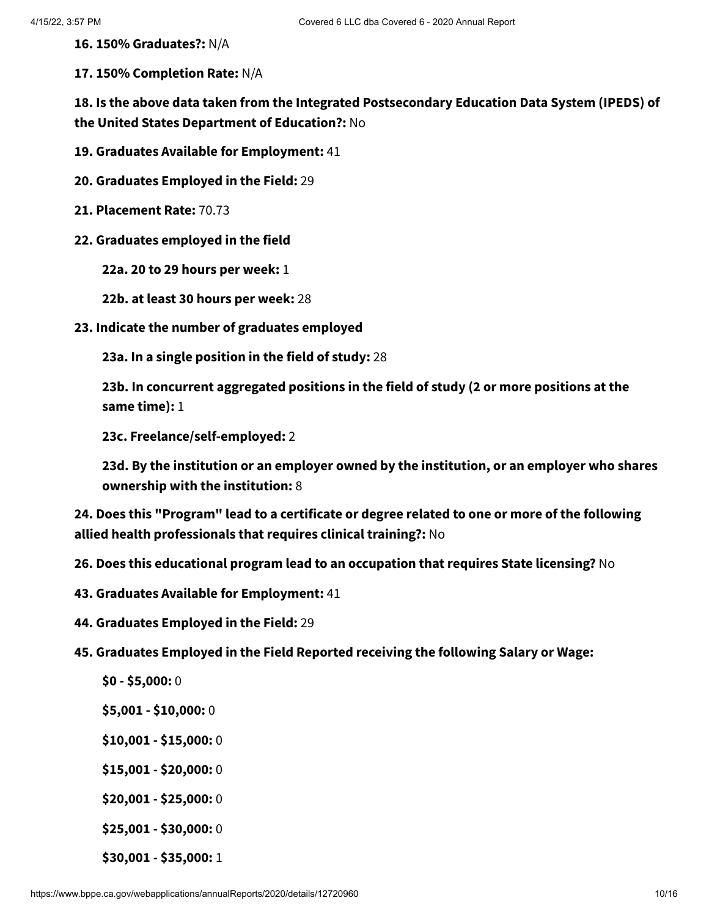**16. 150% Graduates?:** N/A

**17. 150% Completion Rate:** N/A

**18. Is the above data taken from the Integrated Postsecondary Education Data System (IPEDS) of the United States Department of Education?:** No

**19. Graduates Available for Employment:** 41

**20. Graduates Employed in the Field:** 29

**21. Placement Rate:** 70.73

**22. Graduates employed in the field**

- **22a. 20 to 29 hours per week:** 1
- **22b. at least 30 hours per week:** 28

**23. Indicate the number of graduates employed**

- **23a. In a single position in the field of study:** 28
- **23b. In concurrent aggregated positions in the field of study (2 or more positions at the same time):** 1
- **23c. Freelance/self-employed:** 2
- **23d. By the institution or an employer owned by the institution, or an employer who shares ownership with the institution:** 8

**24. Does this "Program" lead to a certificate or degree related to one or more of the following allied health professionals that requires clinical training?:** No

**26. Does this educational program lead to an occupation that requires State licensing?** No

**43. Graduates Available for Employment:** 41

**44. Graduates Employed in the Field:** 29

**45. Graduates Employed in the Field Reported receiving the following Salary or Wage:**

- **$0 - $5,000:** 0
- **$5,001 - $10,000:** 0
- **$10,001 - $15,000:** 0
- **$15,001 - $20,000:** 0
- **$20,001 - $25,000:** 0
- **$25,001 - $30,000:** 0
- **$30,001 - $35,000:** 1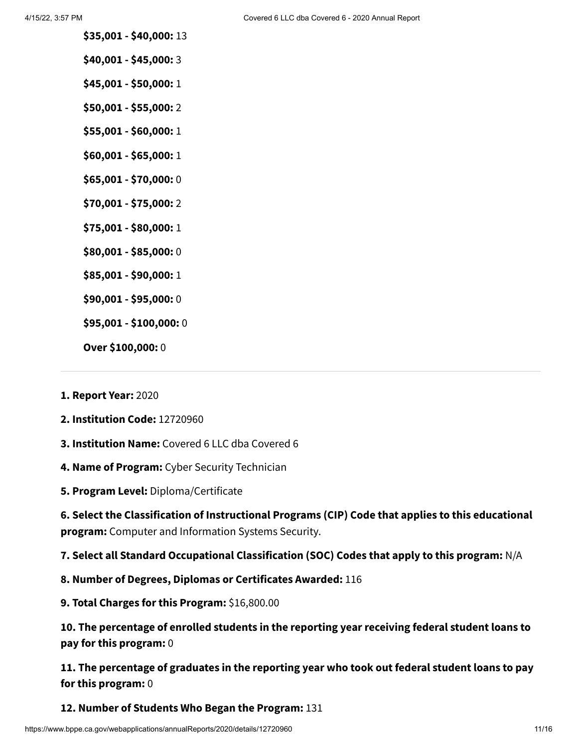**$35,001 - $40,000:** 13

**$40,001 - $45,000:** 3

**$45,001 - $50,000:** 1

**$50,001 - $55,000:** 2

**$55,001 - $60,000:** 1

**$60,001 - $65,000:** 1

**$65,001 - $70,000:** 0

**$70,001 - $75,000:** 2

**$75,001 - $80,000:** 1

**$80,001 - $85,000:** 0

**$85,001 - $90,000:** 1

**$90,001 - $95,000:** 0

**$95,001 - $100,000:** 0

**Over $100,000:** 0

---

**1. Report Year:** 2020

**2. Institution Code:** 12720960

**3. Institution Name:** Covered 6 LLC dba Covered 6

**4. Name of Program:** Cyber Security Technician

**5. Program Level:** Diploma/Certificate

**6. Select the Classification of Instructional Programs (CIP) Code that applies to this educational program:** Computer and Information Systems Security.

**7. Select all Standard Occupational Classification (SOC) Codes that apply to this program:** N/A

**8. Number of Degrees, Diplomas or Certificates Awarded:** 116

**9. Total Charges for this Program:** $16,800.00

**10. The percentage of enrolled students in the reporting year receiving federal student loans to pay for this program:** 0

**11. The percentage of graduates in the reporting year who took out federal student loans to pay for this program:** 0

**12. Number of Students Who Began the Program:** 131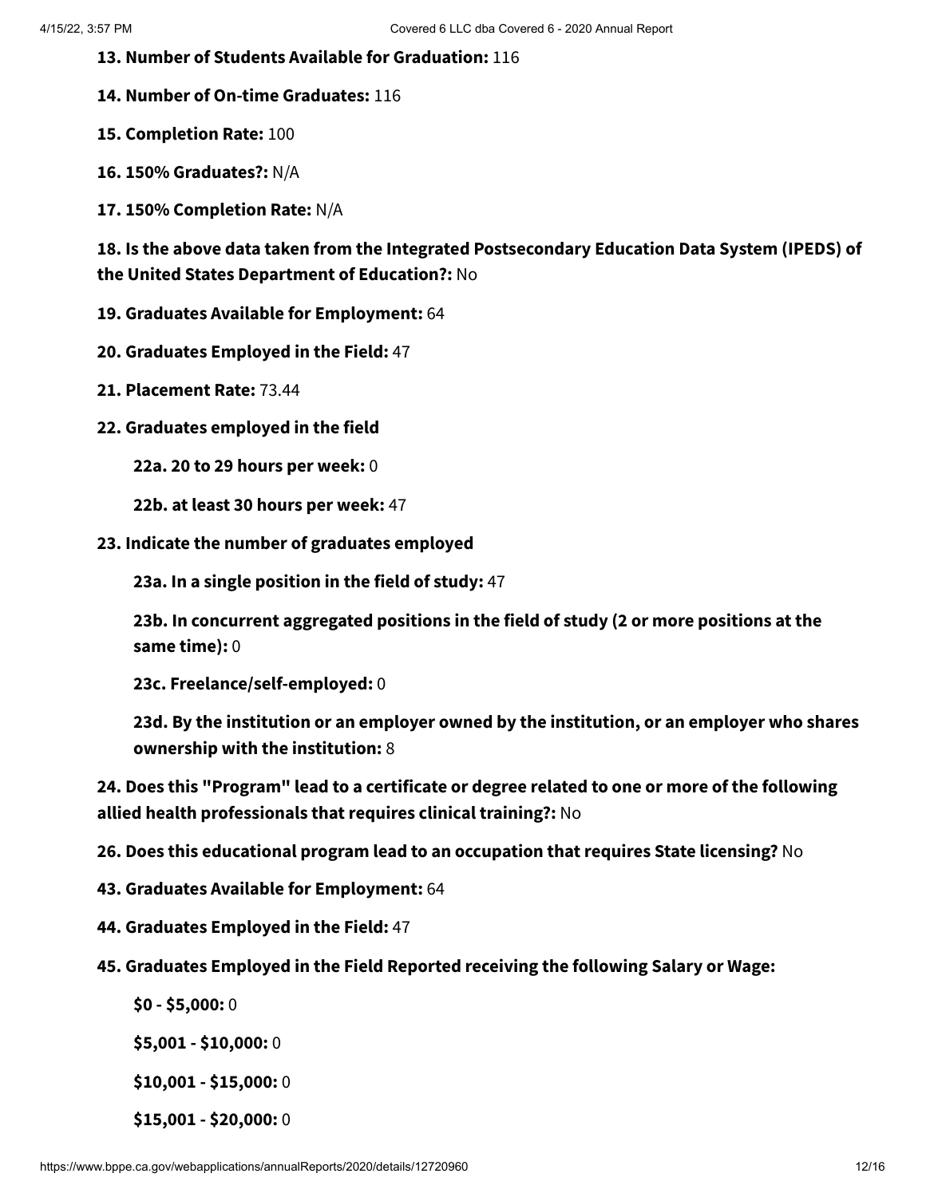**13. Number of Students Available for Graduation:** 116

**14. Number of On-time Graduates:** 116

**15. Completion Rate:** 100

**16. 150% Graduates?:** N/A

**17. 150% Completion Rate:** N/A

**18. Is the above data taken from the Integrated Postsecondary Education Data System (IPEDS) of the United States Department of Education?:** No

**19. Graduates Available for Employment:** 64

**20. Graduates Employed in the Field:** 47

**21. Placement Rate:** 73.44

**22. Graduates employed in the field**

- **22a. 20 to 29 hours per week:** 0
- **22b. at least 30 hours per week:** 47

**23. Indicate the number of graduates employed**

- **23a. In a single position in the field of study:** 47
- **23b. In concurrent aggregated positions in the field of study (2 or more positions at the same time):** 0
- **23c. Freelance/self-employed:** 0
- **23d. By the institution or an employer owned by the institution, or an employer who shares ownership with the institution:** 8

**24. Does this "Program" lead to a certificate or degree related to one or more of the following allied health professionals that requires clinical training?:** No

**26. Does this educational program lead to an occupation that requires State licensing?** No

**43. Graduates Available for Employment:** 64

**44. Graduates Employed in the Field:** 47

**45. Graduates Employed in the Field Reported receiving the following Salary or Wage:**

- **$0 - $5,000:** 0
- **$5,001 - $10,000:** 0
- **$10,001 - $15,000:** 0
- **$15,001 - $20,000:** 0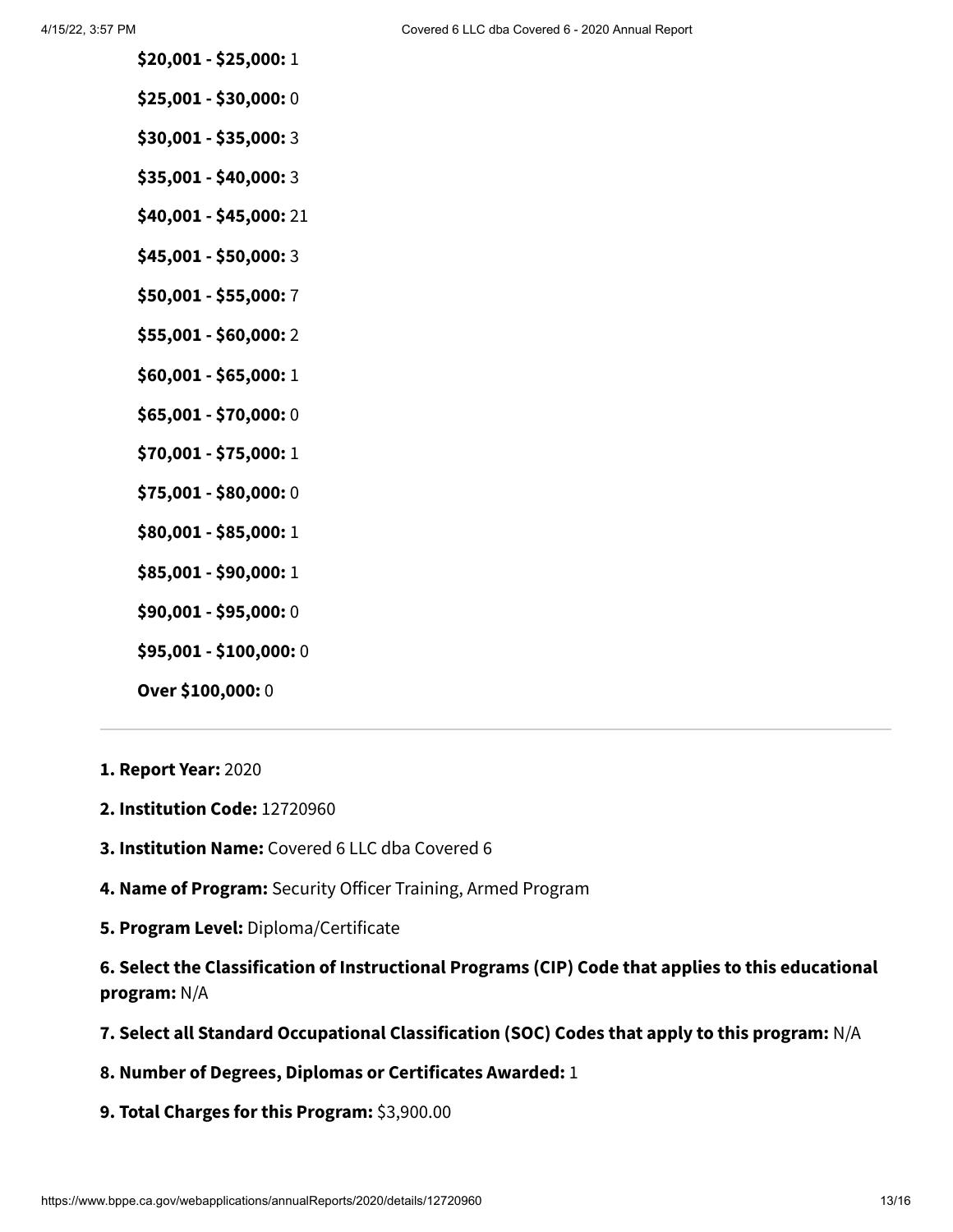**$20,001 - $25,000:** 1

**$25,001 - $30,000:** 0

**$30,001 - $35,000:** 3

**$35,001 - $40,000:** 3

**$40,001 - $45,000:** 21

**$45,001 - $50,000:** 3

**$50,001 - $55,000:** 7

**$55,001 - $60,000:** 2

**$60,001 - $65,000:** 1

**$65,001 - $70,000:** 0

**$70,001 - $75,000:** 1

**$75,001 - $80,000:** 0

**$80,001 - $85,000:** 1

**$85,001 - $90,000:** 1

**$90,001 - $95,000:** 0

**$95,001 - $100,000:** 0

**Over $100,000:** 0

---

**1. Report Year:** 2020

**2. Institution Code:** 12720960

**3. Institution Name:** Covered 6 LLC dba Covered 6

**4. Name of Program:** Security Officer Training, Armed Program

**5. Program Level:** Diploma/Certificate

**6. Select the Classification of Instructional Programs (CIP) Code that applies to this educational program:** N/A

**7. Select all Standard Occupational Classification (SOC) Codes that apply to this program:** N/A

**8. Number of Degrees, Diplomas or Certificates Awarded:** 1

**9. Total Charges for this Program:** $3,900.00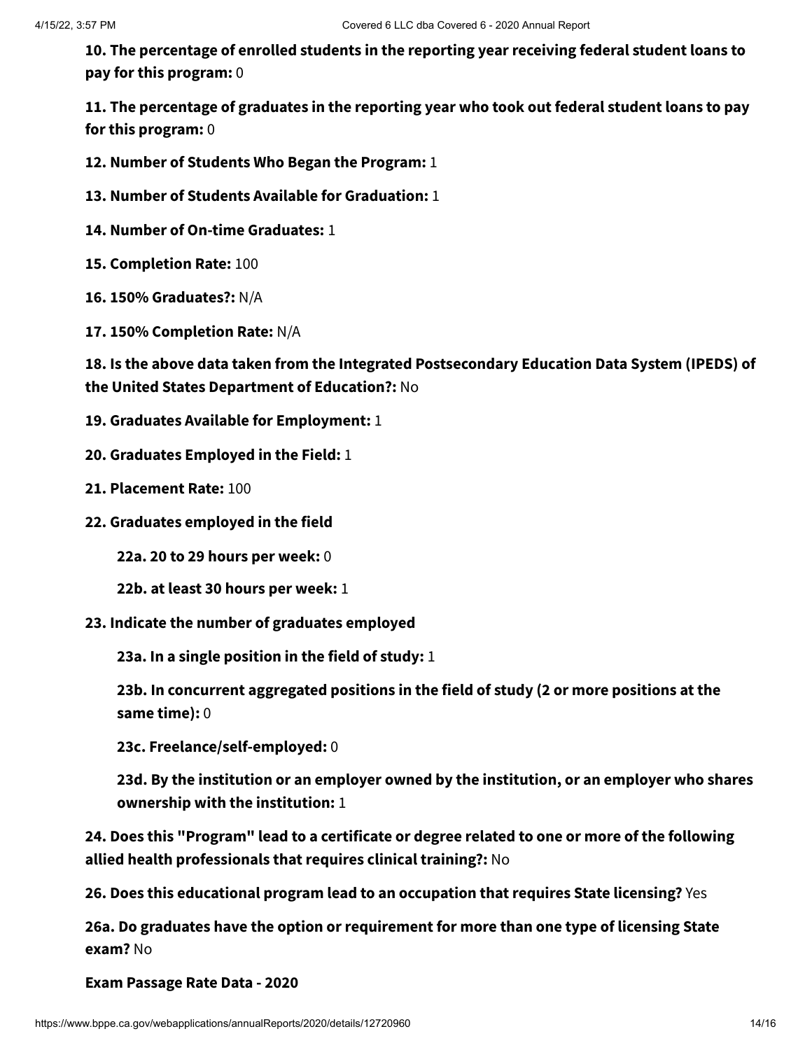**10. The percentage of enrolled students in the reporting year receiving federal student loans to pay for this program:** 0

**11. The percentage of graduates in the reporting year who took out federal student loans to pay for this program:** 0

**12. Number of Students Who Began the Program:** 1

**13. Number of Students Available for Graduation:** 1

**14. Number of On-time Graduates:** 1

**15. Completion Rate:** 100

**16. 150% Graduates?:** N/A

**17. 150% Completion Rate:** N/A

**18. Is the above data taken from the Integrated Postsecondary Education Data System (IPEDS) of the United States Department of Education?:** No

**19. Graduates Available for Employment:** 1

**20. Graduates Employed in the Field:** 1

**21. Placement Rate:** 100

**22. Graduates employed in the field**

- **22a. 20 to 29 hours per week:** 0
- **22b. at least 30 hours per week:** 1

**23. Indicate the number of graduates employed**

- **23a. In a single position in the field of study:** 1
- **23b. In concurrent aggregated positions in the field of study (2 or more positions at the same time):** 0
- **23c. Freelance/self-employed:** 0
- **23d. By the institution or an employer owned by the institution, or an employer who shares ownership with the institution:** 1

**24. Does this "Program" lead to a certificate or degree related to one or more of the following allied health professionals that requires clinical training?:** No

**26. Does this educational program lead to an occupation that requires State licensing?** Yes

**26a. Do graduates have the option or requirement for more than one type of licensing State exam?** No

**Exam Passage Rate Data - 2020**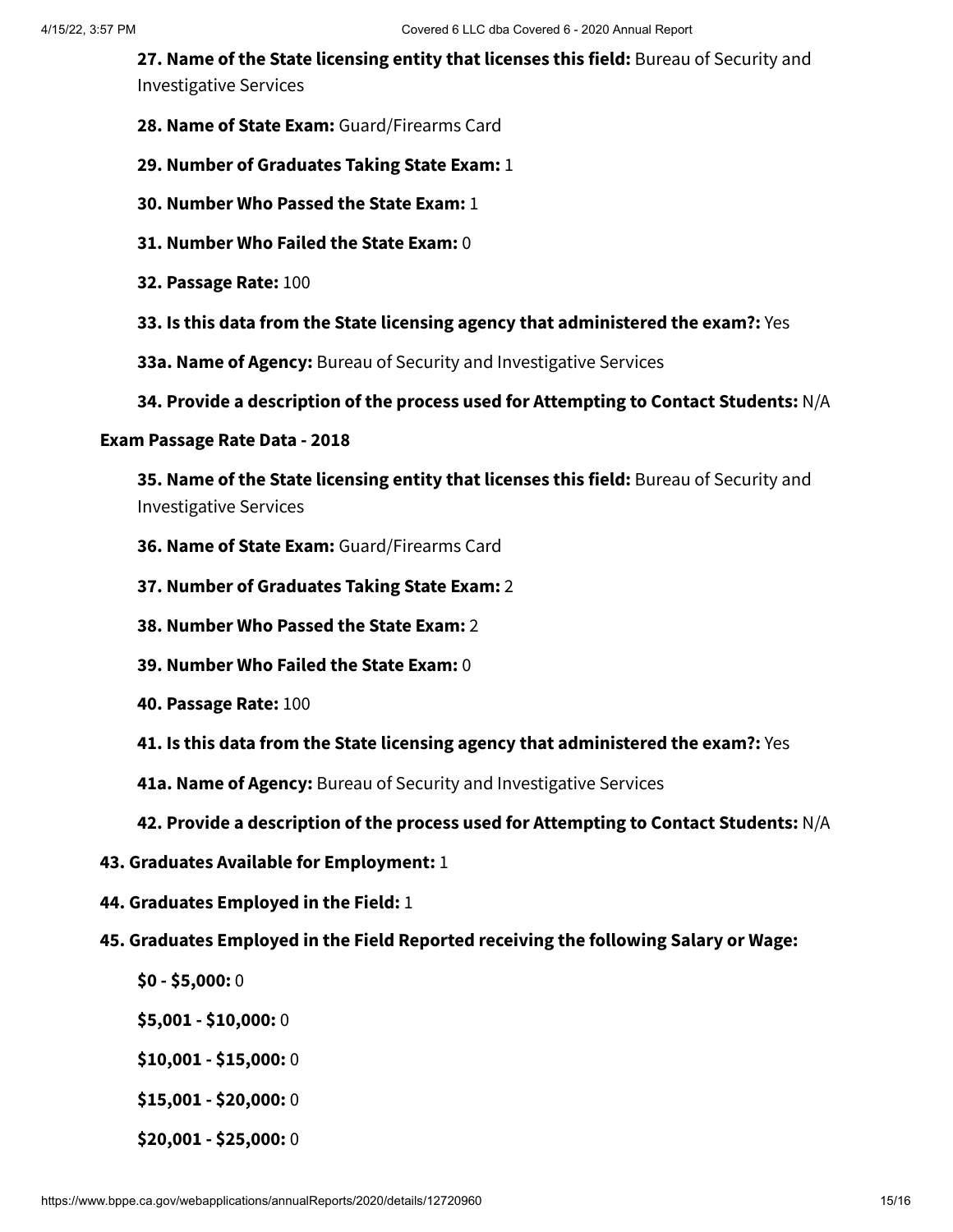**27. Name of the State licensing entity that licenses this field:** Bureau of Security and Investigative Services

**28. Name of State Exam:** Guard/Firearms Card

**29. Number of Graduates Taking State Exam:** 1

**30. Number Who Passed the State Exam:** 1

**31. Number Who Failed the State Exam:** 0

**32. Passage Rate:** 100

**33. Is this data from the State licensing agency that administered the exam?:** Yes

**33a. Name of Agency:** Bureau of Security and Investigative Services

**34. Provide a description of the process used for Attempting to Contact Students:** N/A

**Exam Passage Rate Data - 2018**

**35. Name of the State licensing entity that licenses this field:** Bureau of Security and Investigative Services

**36. Name of State Exam:** Guard/Firearms Card

**37. Number of Graduates Taking State Exam:** 2

**38. Number Who Passed the State Exam:** 2

**39. Number Who Failed the State Exam:** 0

**40. Passage Rate:** 100

**41. Is this data from the State licensing agency that administered the exam?:** Yes

**41a. Name of Agency:** Bureau of Security and Investigative Services

**42. Provide a description of the process used for Attempting to Contact Students:** N/A

**43. Graduates Available for Employment:** 1

**44. Graduates Employed in the Field:** 1

**45. Graduates Employed in the Field Reported receiving the following Salary or Wage:**

**$0 - $5,000:** 0

**$5,001 - $10,000:** 0

**$10,001 - $15,000:** 0

**$15,001 - $20,000:** 0

**$20,001 - $25,000:** 0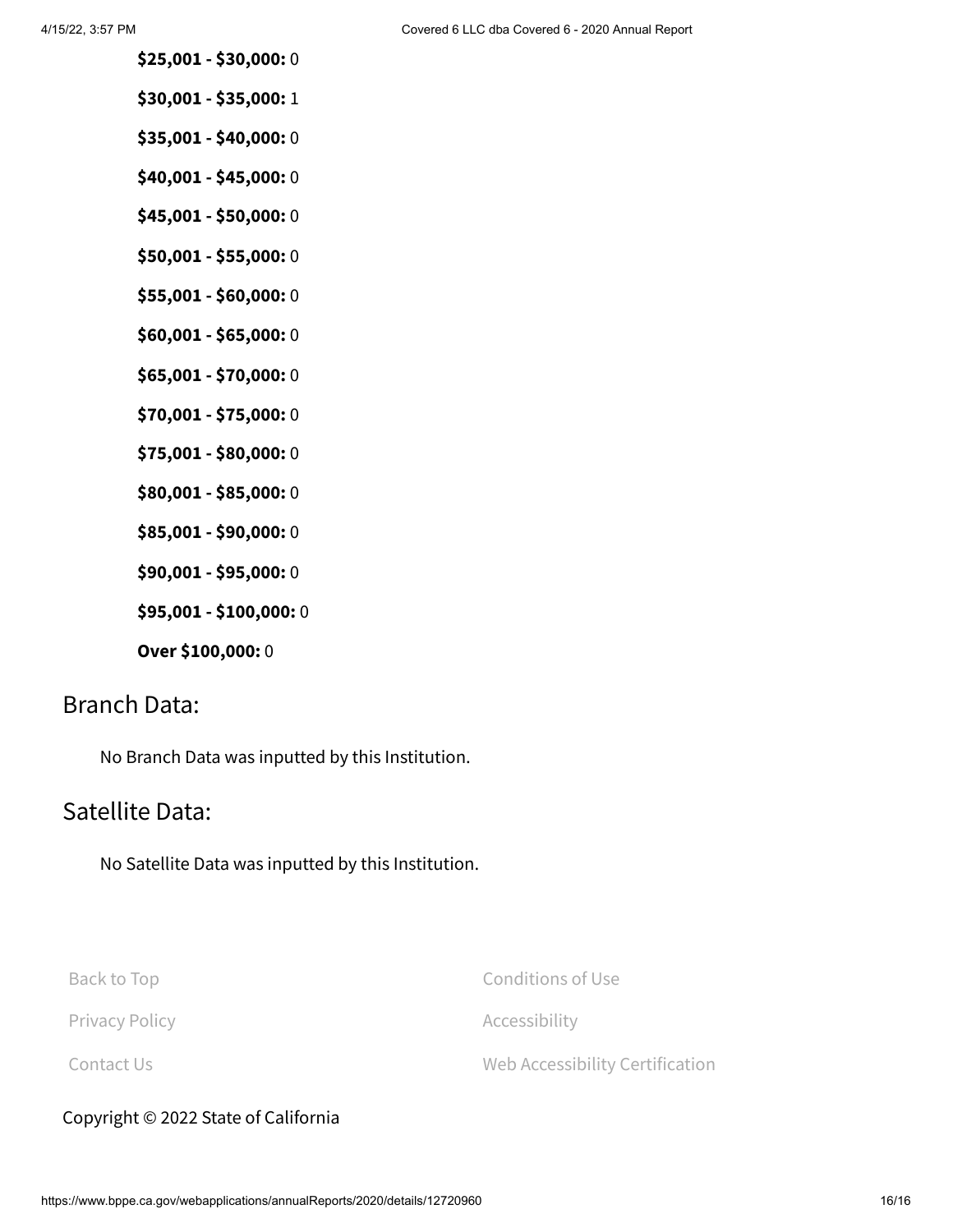**$25,001 - $30,000:** 0

**$30,001 - $35,000:** 1

**$35,001 - $40,000:** 0

**$40,001 - $45,000:** 0

**$45,001 - $50,000:** 0

**$50,001 - $55,000:** 0

**$55,001 - $60,000:** 0

**$60,001 - $65,000:** 0

**$65,001 - $70,000:** 0

**$70,001 - $75,000:** 0

**$75,001 - $80,000:** 0

**$80,001 - $85,000:** 0

**$85,001 - $90,000:** 0

**$90,001 - $95,000:** 0

**$95,001 - $100,000:** 0

**Over $100,000:** 0

## Branch Data:

No Branch Data was inputted by this Institution.

## Satellite Data:

No Satellite Data was inputted by this Institution.

Back to Top

Conditions of Use

Privacy Policy

Accessibility

Contact Us

Web Accessibility Certification

Copyright © 2022 State of California